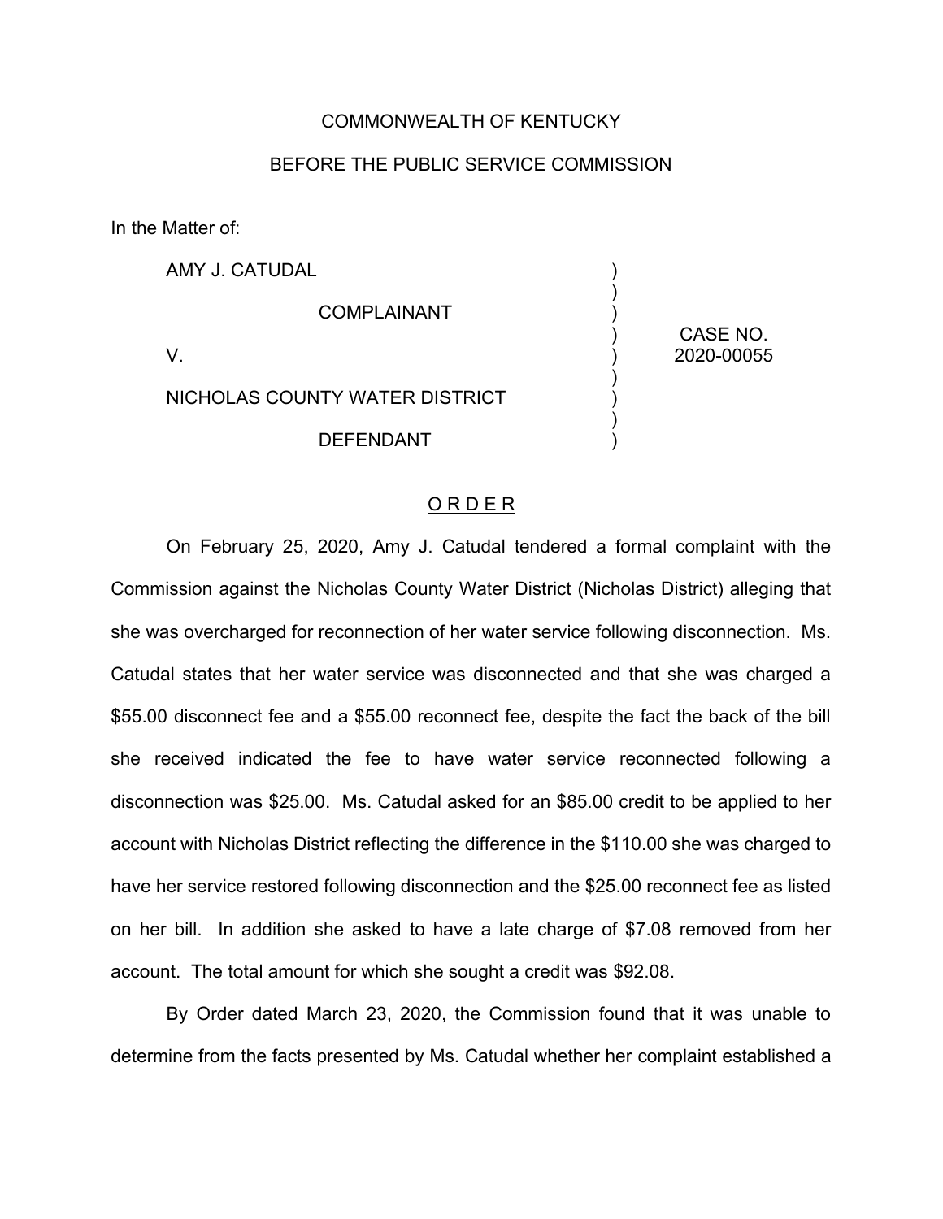COMMONWEALTH OF KENTUCKY

BEFORE THE PUBLIC SERVICE COMMISSION

In the Matter of:

| | | |
|---|---|---|
| AMY J. CATUDAL<br><br>COMPLAINANT<br><br>V.<br><br>NICHOLAS COUNTY WATER DISTRICT<br><br>DEFENDANT | ) | CASE NO.<br>2020-00055 |

## O R D E R

On February 25, 2020, Amy J. Catudal tendered a formal complaint with the Commission against the Nicholas County Water District (Nicholas District) alleging that she was overcharged for reconnection of her water service following disconnection. Ms. Catudal states that her water service was disconnected and that she was charged a $55.00 disconnect fee and a $55.00 reconnect fee, despite the fact the back of the bill she received indicated the fee to have water service reconnected following a disconnection was $25.00. Ms. Catudal asked for an $85.00 credit to be applied to her account with Nicholas District reflecting the difference in the $110.00 she was charged to have her service restored following disconnection and the $25.00 reconnect fee as listed on her bill. In addition she asked to have a late charge of $7.08 removed from her account. The total amount for which she sought a credit was $92.08.

By Order dated March 23, 2020, the Commission found that it was unable to determine from the facts presented by Ms. Catudal whether her complaint established a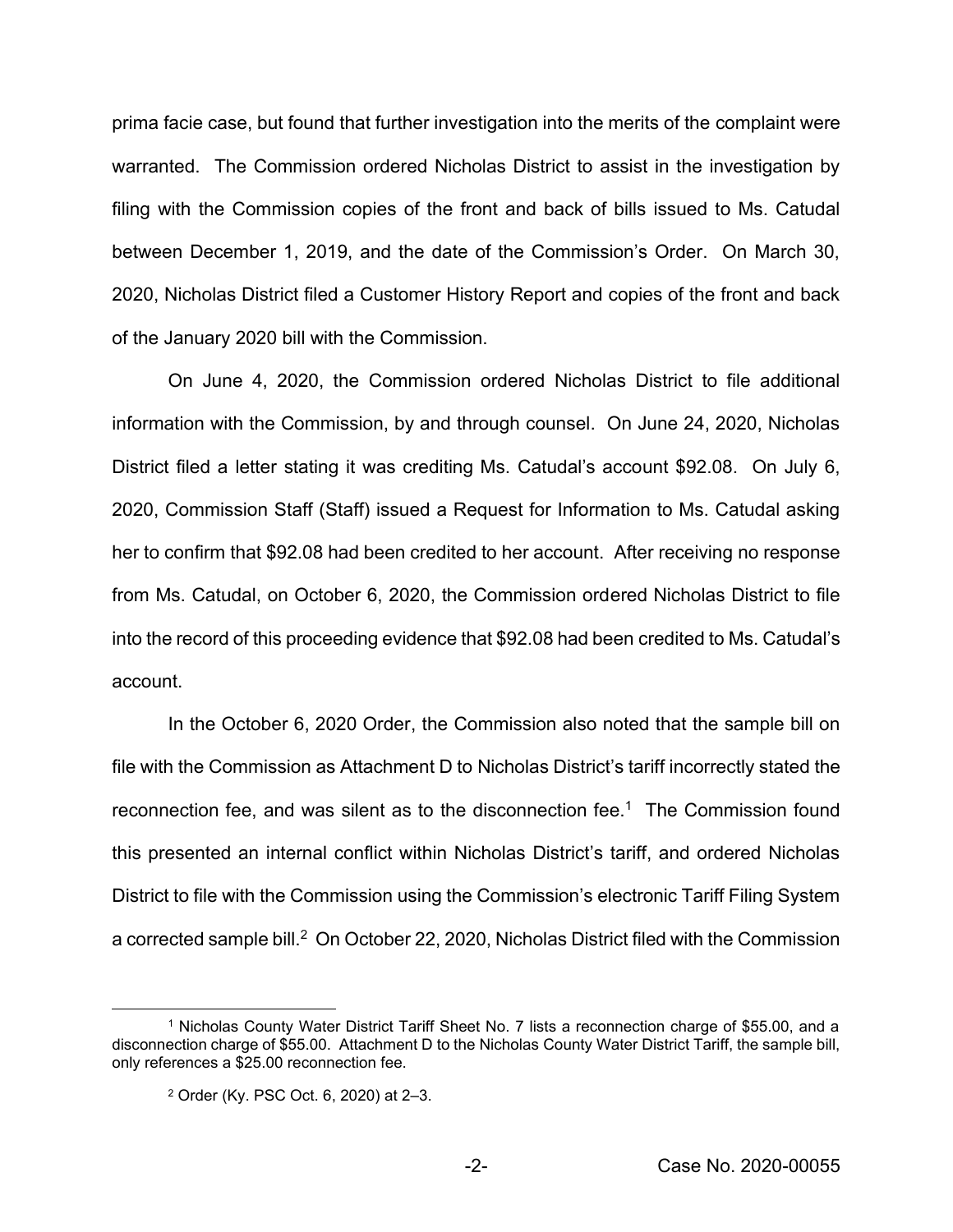prima facie case, but found that further investigation into the merits of the complaint were warranted. The Commission ordered Nicholas District to assist in the investigation by filing with the Commission copies of the front and back of bills issued to Ms. Catudal between December 1, 2019, and the date of the Commission's Order. On March 30, 2020, Nicholas District filed a Customer History Report and copies of the front and back of the January 2020 bill with the Commission.

On June 4, 2020, the Commission ordered Nicholas District to file additional information with the Commission, by and through counsel. On June 24, 2020, Nicholas District filed a letter stating it was crediting Ms. Catudal's account $92.08. On July 6, 2020, Commission Staff (Staff) issued a Request for Information to Ms. Catudal asking her to confirm that $92.08 had been credited to her account. After receiving no response from Ms. Catudal, on October 6, 2020, the Commission ordered Nicholas District to file into the record of this proceeding evidence that $92.08 had been credited to Ms. Catudal's account.

In the October 6, 2020 Order, the Commission also noted that the sample bill on file with the Commission as Attachment D to Nicholas District's tariff incorrectly stated the reconnection fee, and was silent as to the disconnection fee.[1] The Commission found this presented an internal conflict within Nicholas District's tariff, and ordered Nicholas District to file with the Commission using the Commission's electronic Tariff Filing System a corrected sample bill.[2] On October 22, 2020, Nicholas District filed with the Commission

---

[1] Nicholas County Water District Tariff Sheet No. 7 lists a reconnection charge of $55.00, and a disconnection charge of $55.00. Attachment D to the Nicholas County Water District Tariff, the sample bill, only references a $25.00 reconnection fee.

[2] Order (Ky. PSC Oct. 6, 2020) at 2–3.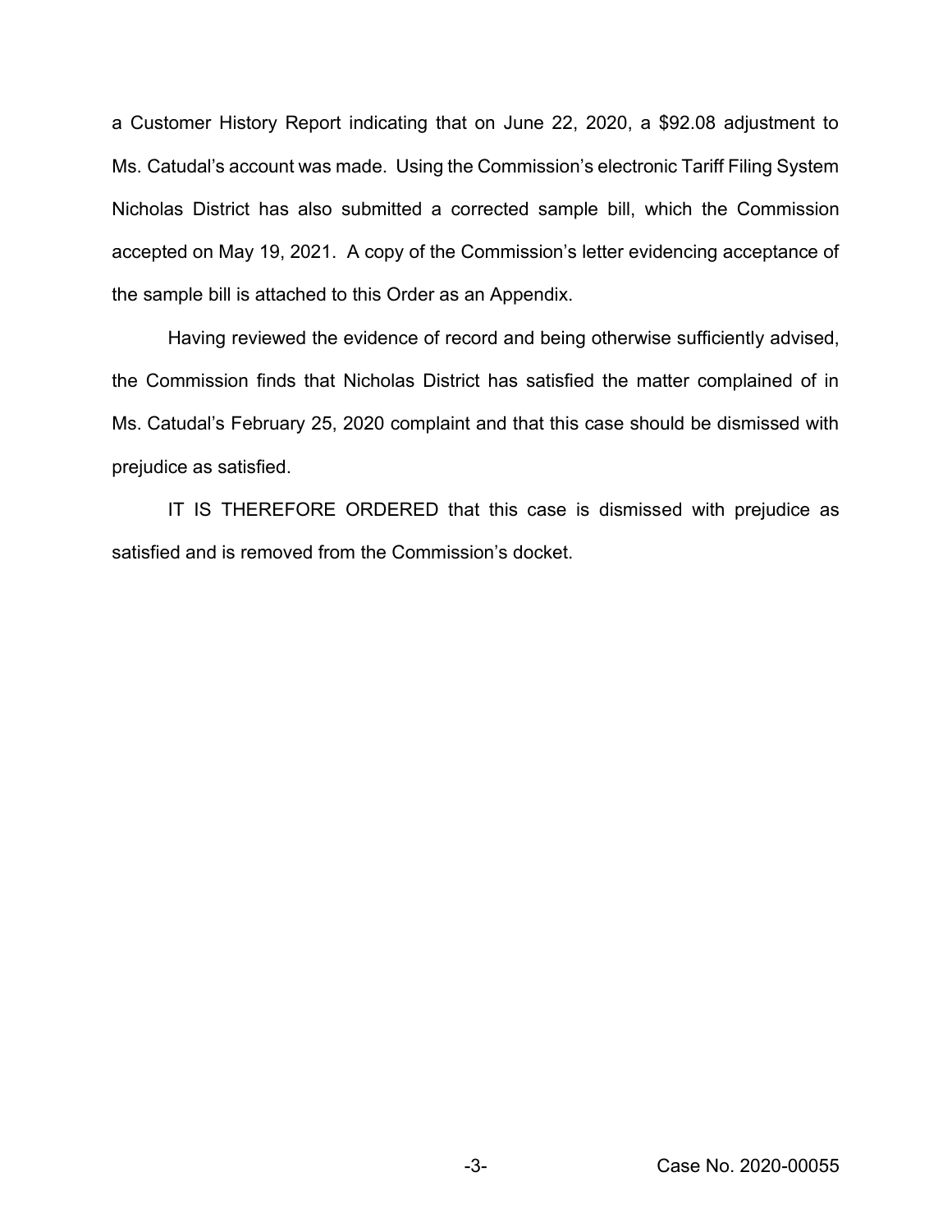a Customer History Report indicating that on June 22, 2020, a $92.08 adjustment to Ms. Catudal's account was made. Using the Commission's electronic Tariff Filing System Nicholas District has also submitted a corrected sample bill, which the Commission accepted on May 19, 2021. A copy of the Commission's letter evidencing acceptance of the sample bill is attached to this Order as an Appendix.

Having reviewed the evidence of record and being otherwise sufficiently advised, the Commission finds that Nicholas District has satisfied the matter complained of in Ms. Catudal's February 25, 2020 complaint and that this case should be dismissed with prejudice as satisfied.

IT IS THEREFORE ORDERED that this case is dismissed with prejudice as satisfied and is removed from the Commission's docket.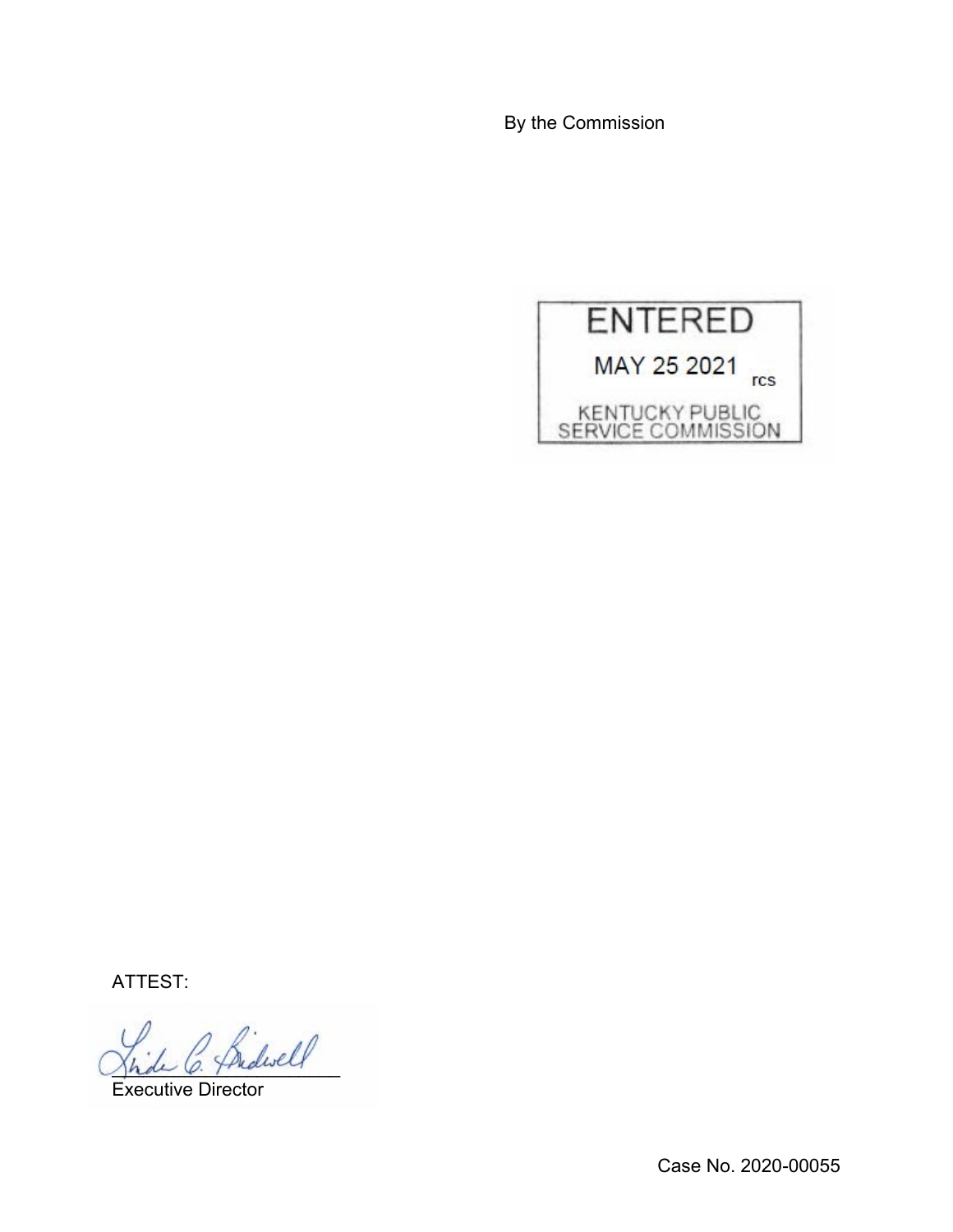By the Commission

ENTERED

MAY 25 2021 rcs

KENTUCKY PUBLIC SERVICE COMMISSION

ATTEST:

Executive Director

Case No. 2020-00055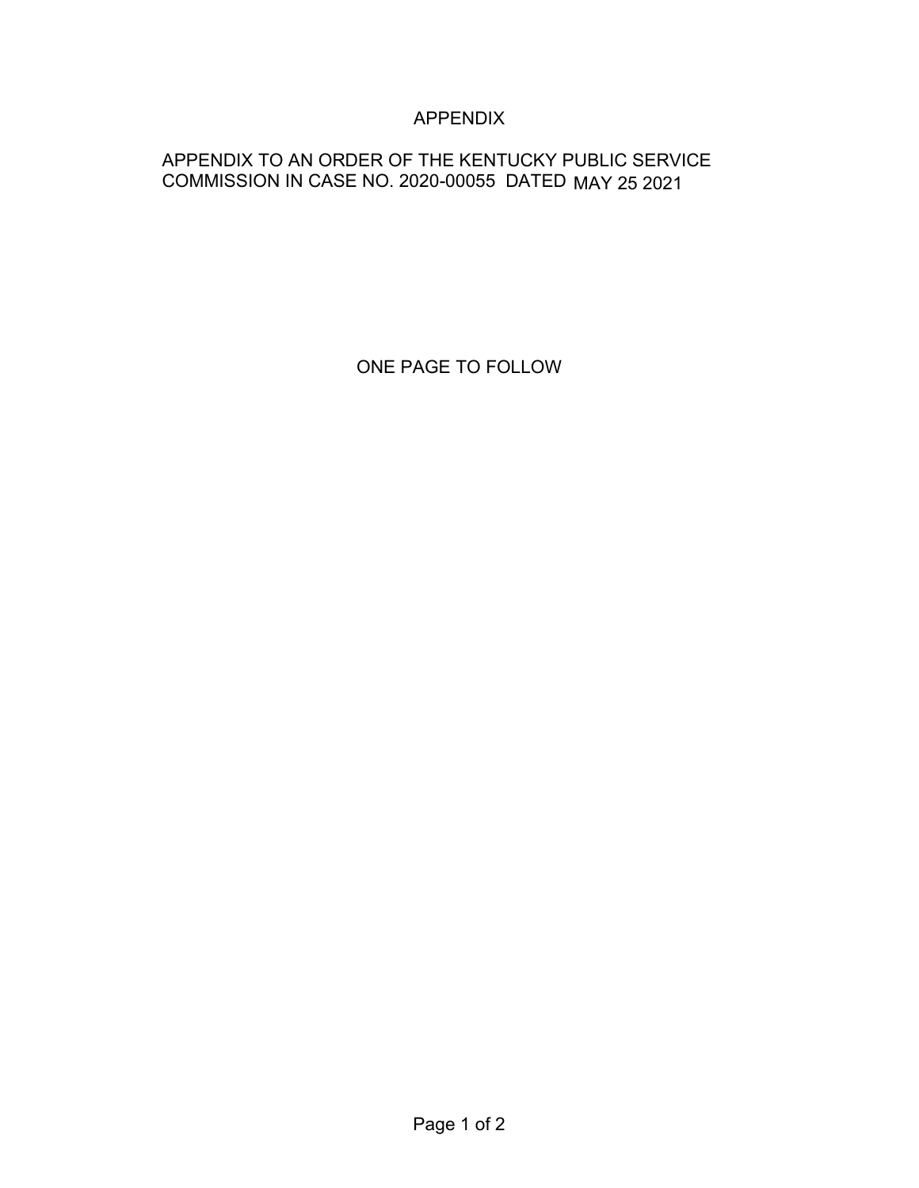# APPENDIX

APPENDIX TO AN ORDER OF THE KENTUCKY PUBLIC SERVICE COMMISSION IN CASE NO. 2020-00055 DATED MAY 25 2021

ONE PAGE TO FOLLOW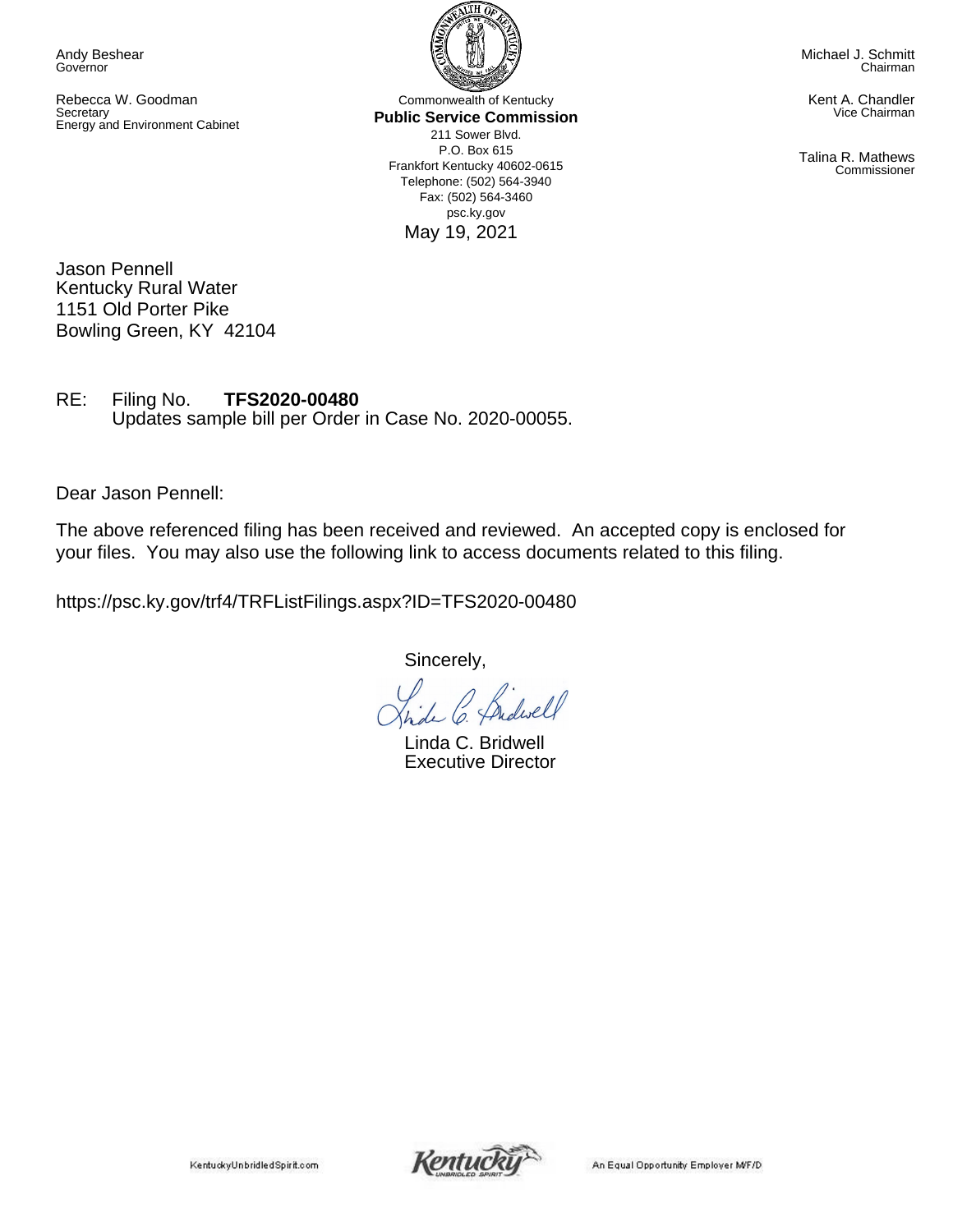Andy Beshear
Governor

Rebecca W. Goodman
Secretary
Energy and Environment Cabinet

Commonwealth of Kentucky
**Public Service Commission**
211 Sower Blvd.
P.O. Box 615
Frankfort Kentucky 40602-0615
Telephone: (502) 564-3940
Fax: (502) 564-3460
psc.ky.gov

Michael J. Schmitt
Chairman

Kent A. Chandler
Vice Chairman

Talina R. Mathews
Commissioner

May 19, 2021

Jason Pennell
Kentucky Rural Water
1151 Old Porter Pike
Bowling Green, KY 42104

RE: Filing No. **TFS2020-00480**
Updates sample bill per Order in Case No. 2020-00055.

Dear Jason Pennell:

The above referenced filing has been received and reviewed. An accepted copy is enclosed for your files. You may also use the following link to access documents related to this filing.

https://psc.ky.gov/trf4/TRFListFilings.aspx?ID=TFS2020-00480

Sincerely,

Linda C. Bridwell
Executive Director

KentuckyUnbridledSpirit.com

An Equal Opportunity Employer M/F/D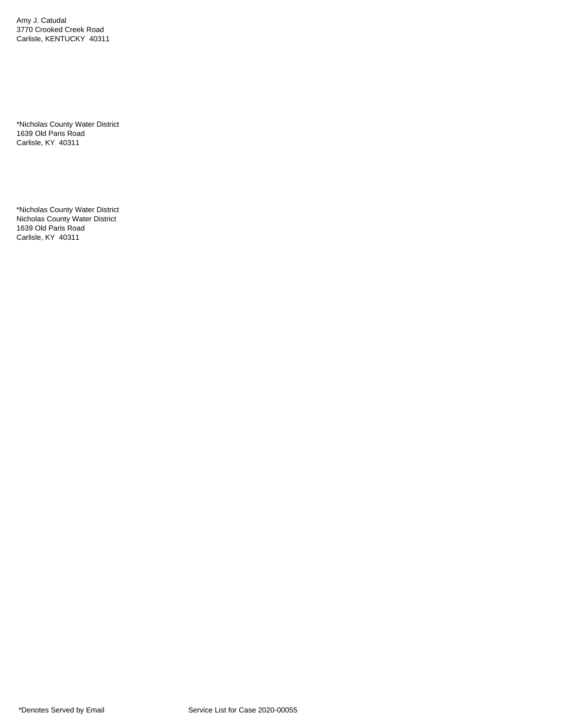Amy J. Catudal
3770 Crooked Creek Road
Carlisle, KENTUCKY  40311

*Nicholas County Water District
1639 Old Paris Road
Carlisle, KY  40311

*Nicholas County Water District
Nicholas County Water District
1639 Old Paris Road
Carlisle, KY  40311

*Denotes Served by Email

Service List for Case 2020-00055